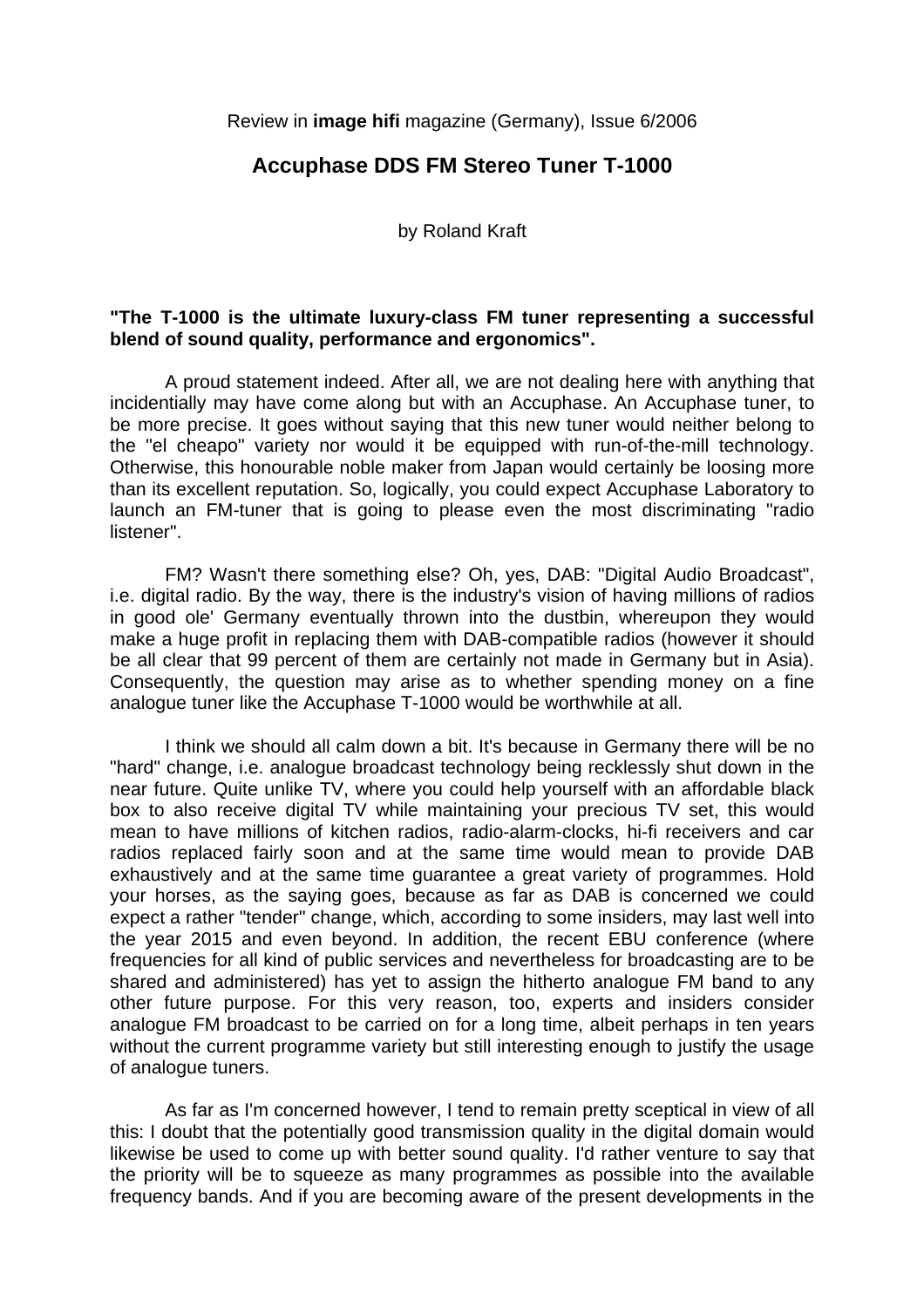Review in **image hifi** magazine (Germany), Issue 6/2006

# Accuphase DDS FM Stereo Tuner T-1000

by Roland Kraft

**"The T-1000 is the ultimate luxury-class FM tuner representing a successful blend of sound quality, performance and ergonomics".**

A proud statement indeed. After all, we are not dealing here with anything that incidentially may have come along but with an Accuphase. An Accuphase tuner, to be more precise. It goes without saying that this new tuner would neither belong to the "el cheapo" variety nor would it be equipped with run-of-the-mill technology. Otherwise, this honourable noble maker from Japan would certainly be loosing more than its excellent reputation. So, logically, you could expect Accuphase Laboratory to launch an FM-tuner that is going to please even the most discriminating "radio listener".

FM? Wasn't there something else? Oh, yes, DAB: "Digital Audio Broadcast", i.e. digital radio. By the way, there is the industry's vision of having millions of radios in good ole' Germany eventually thrown into the dustbin, whereupon they would make a huge profit in replacing them with DAB-compatible radios (however it should be all clear that 99 percent of them are certainly not made in Germany but in Asia). Consequently, the question may arise as to whether spending money on a fine analogue tuner like the Accuphase T-1000 would be worthwhile at all.

I think we should all calm down a bit. It's because in Germany there will be no "hard" change, i.e. analogue broadcast technology being recklessly shut down in the near future. Quite unlike TV, where you could help yourself with an affordable black box to also receive digital TV while maintaining your precious TV set, this would mean to have millions of kitchen radios, radio-alarm-clocks, hi-fi receivers and car radios replaced fairly soon and at the same time would mean to provide DAB exhaustively and at the same time guarantee a great variety of programmes. Hold your horses, as the saying goes, because as far as DAB is concerned we could expect a rather "tender" change, which, according to some insiders, may last well into the year 2015 and even beyond. In addition, the recent EBU conference (where frequencies for all kind of public services and nevertheless for broadcasting are to be shared and administered) has yet to assign the hitherto analogue FM band to any other future purpose. For this very reason, too, experts and insiders consider analogue FM broadcast to be carried on for a long time, albeit perhaps in ten years without the current programme variety but still interesting enough to justify the usage of analogue tuners.

As far as I'm concerned however, I tend to remain pretty sceptical in view of all this: I doubt that the potentially good transmission quality in the digital domain would likewise be used to come up with better sound quality. I'd rather venture to say that the priority will be to squeeze as many programmes as possible into the available frequency bands. And if you are becoming aware of the present developments in the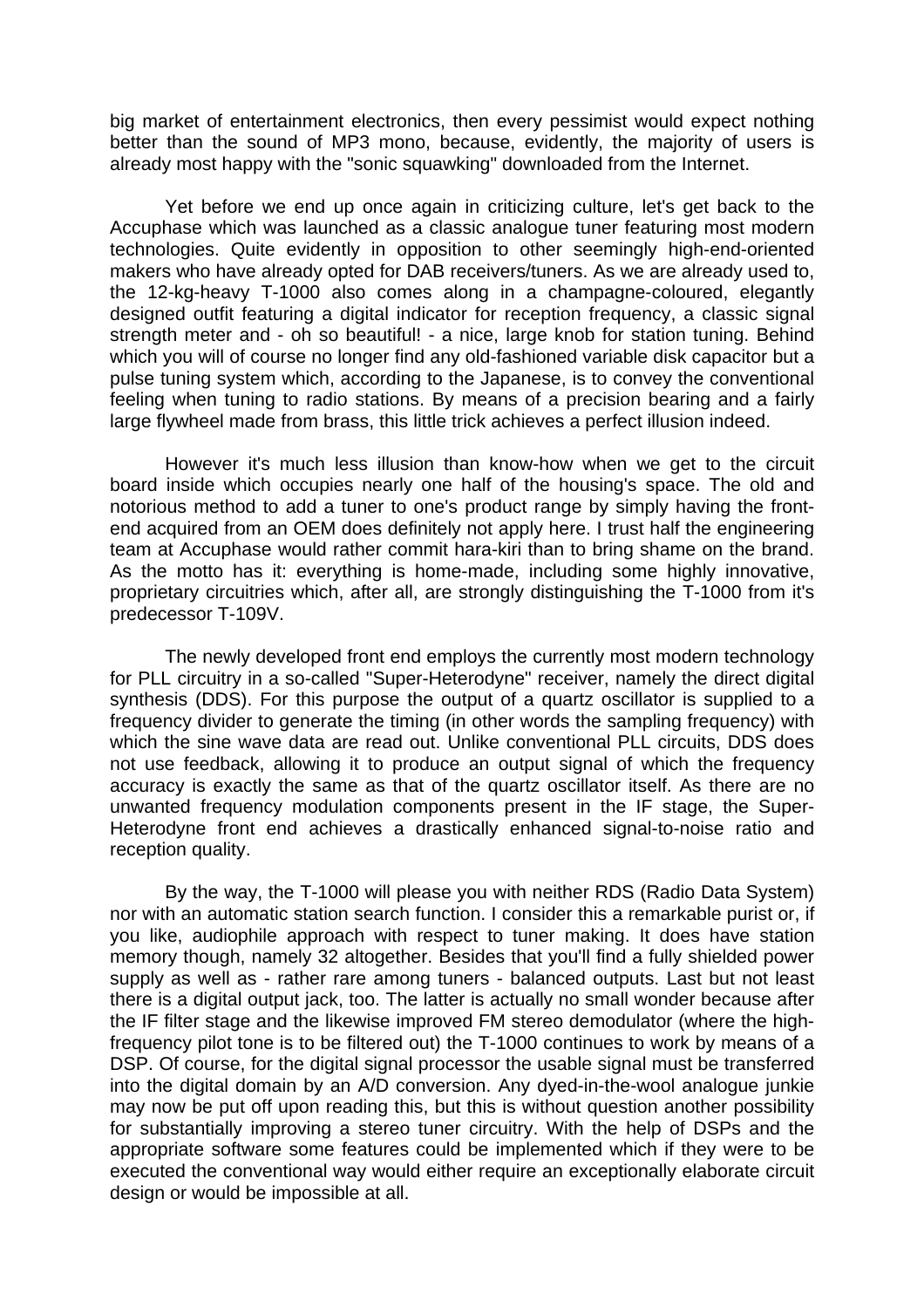big market of entertainment electronics, then every pessimist would expect nothing better than the sound of MP3 mono, because, evidently, the majority of users is already most happy with the "sonic squawking" downloaded from the Internet.

Yet before we end up once again in criticizing culture, let's get back to the Accuphase which was launched as a classic analogue tuner featuring most modern technologies. Quite evidently in opposition to other seemingly high-end-oriented makers who have already opted for DAB receivers/tuners. As we are already used to, the 12-kg-heavy T-1000 also comes along in a champagne-coloured, elegantly designed outfit featuring a digital indicator for reception frequency, a classic signal strength meter and - oh so beautiful! - a nice, large knob for station tuning. Behind which you will of course no longer find any old-fashioned variable disk capacitor but a pulse tuning system which, according to the Japanese, is to convey the conventional feeling when tuning to radio stations. By means of a precision bearing and a fairly large flywheel made from brass, this little trick achieves a perfect illusion indeed.

However it's much less illusion than know-how when we get to the circuit board inside which occupies nearly one half of the housing's space. The old and notorious method to add a tuner to one's product range by simply having the front-end acquired from an OEM does definitely not apply here. I trust half the engineering team at Accuphase would rather commit hara-kiri than to bring shame on the brand. As the motto has it: everything is home-made, including some highly innovative, proprietary circuitries which, after all, are strongly distinguishing the T-1000 from it's predecessor T-109V.

The newly developed front end employs the currently most modern technology for PLL circuitry in a so-called "Super-Heterodyne" receiver, namely the direct digital synthesis (DDS). For this purpose the output of a quartz oscillator is supplied to a frequency divider to generate the timing (in other words the sampling frequency) with which the sine wave data are read out. Unlike conventional PLL circuits, DDS does not use feedback, allowing it to produce an output signal of which the frequency accuracy is exactly the same as that of the quartz oscillator itself. As there are no unwanted frequency modulation components present in the IF stage, the Super-Heterodyne front end achieves a drastically enhanced signal-to-noise ratio and reception quality.

By the way, the T-1000 will please you with neither RDS (Radio Data System) nor with an automatic station search function. I consider this a remarkable purist or, if you like, audiophile approach with respect to tuner making. It does have station memory though, namely 32 altogether. Besides that you'll find a fully shielded power supply as well as - rather rare among tuners - balanced outputs. Last but not least there is a digital output jack, too. The latter is actually no small wonder because after the IF filter stage and the likewise improved FM stereo demodulator (where the high-frequency pilot tone is to be filtered out) the T-1000 continues to work by means of a DSP. Of course, for the digital signal processor the usable signal must be transferred into the digital domain by an A/D conversion. Any dyed-in-the-wool analogue junkie may now be put off upon reading this, but this is without question another possibility for substantially improving a stereo tuner circuitry. With the help of DSPs and the appropriate software some features could be implemented which if they were to be executed the conventional way would either require an exceptionally elaborate circuit design or would be impossible at all.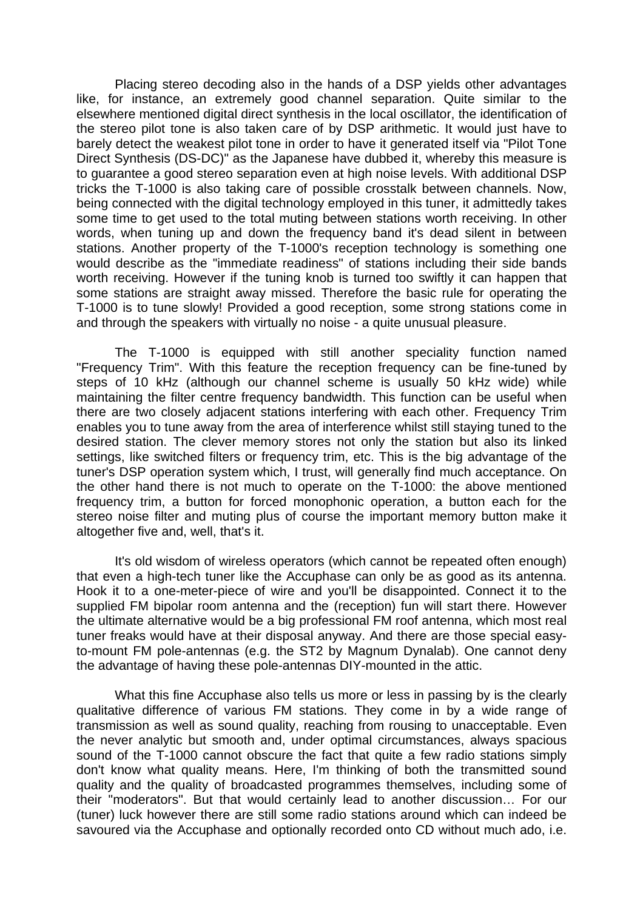Placing stereo decoding also in the hands of a DSP yields other advantages like, for instance, an extremely good channel separation. Quite similar to the elsewhere mentioned digital direct synthesis in the local oscillator, the identification of the stereo pilot tone is also taken care of by DSP arithmetic. It would just have to barely detect the weakest pilot tone in order to have it generated itself via "Pilot Tone Direct Synthesis (DS-DC)" as the Japanese have dubbed it, whereby this measure is to guarantee a good stereo separation even at high noise levels. With additional DSP tricks the T-1000 is also taking care of possible crosstalk between channels. Now, being connected with the digital technology employed in this tuner, it admittedly takes some time to get used to the total muting between stations worth receiving. In other words, when tuning up and down the frequency band it's dead silent in between stations. Another property of the T-1000's reception technology is something one would describe as the "immediate readiness" of stations including their side bands worth receiving. However if the tuning knob is turned too swiftly it can happen that some stations are straight away missed. Therefore the basic rule for operating the T-1000 is to tune slowly! Provided a good reception, some strong stations come in and through the speakers with virtually no noise - a quite unusual pleasure.

The T-1000 is equipped with still another speciality function named "Frequency Trim". With this feature the reception frequency can be fine-tuned by steps of 10 kHz (although our channel scheme is usually 50 kHz wide) while maintaining the filter centre frequency bandwidth. This function can be useful when there are two closely adjacent stations interfering with each other. Frequency Trim enables you to tune away from the area of interference whilst still staying tuned to the desired station. The clever memory stores not only the station but also its linked settings, like switched filters or frequency trim, etc. This is the big advantage of the tuner's DSP operation system which, I trust, will generally find much acceptance. On the other hand there is not much to operate on the T-1000: the above mentioned frequency trim, a button for forced monophonic operation, a button each for the stereo noise filter and muting plus of course the important memory button make it altogether five and, well, that's it.

It's old wisdom of wireless operators (which cannot be repeated often enough) that even a high-tech tuner like the Accuphase can only be as good as its antenna. Hook it to a one-meter-piece of wire and you'll be disappointed. Connect it to the supplied FM bipolar room antenna and the (reception) fun will start there. However the ultimate alternative would be a big professional FM roof antenna, which most real tuner freaks would have at their disposal anyway. And there are those special easy-to-mount FM pole-antennas (e.g. the ST2 by Magnum Dynalab). One cannot deny the advantage of having these pole-antennas DIY-mounted in the attic.

What this fine Accuphase also tells us more or less in passing by is the clearly qualitative difference of various FM stations. They come in by a wide range of transmission as well as sound quality, reaching from rousing to unacceptable. Even the never analytic but smooth and, under optimal circumstances, always spacious sound of the T-1000 cannot obscure the fact that quite a few radio stations simply don't know what quality means. Here, I'm thinking of both the transmitted sound quality and the quality of broadcasted programmes themselves, including some of their "moderators". But that would certainly lead to another discussion… For our (tuner) luck however there are still some radio stations around which can indeed be savoured via the Accuphase and optionally recorded onto CD without much ado, i.e.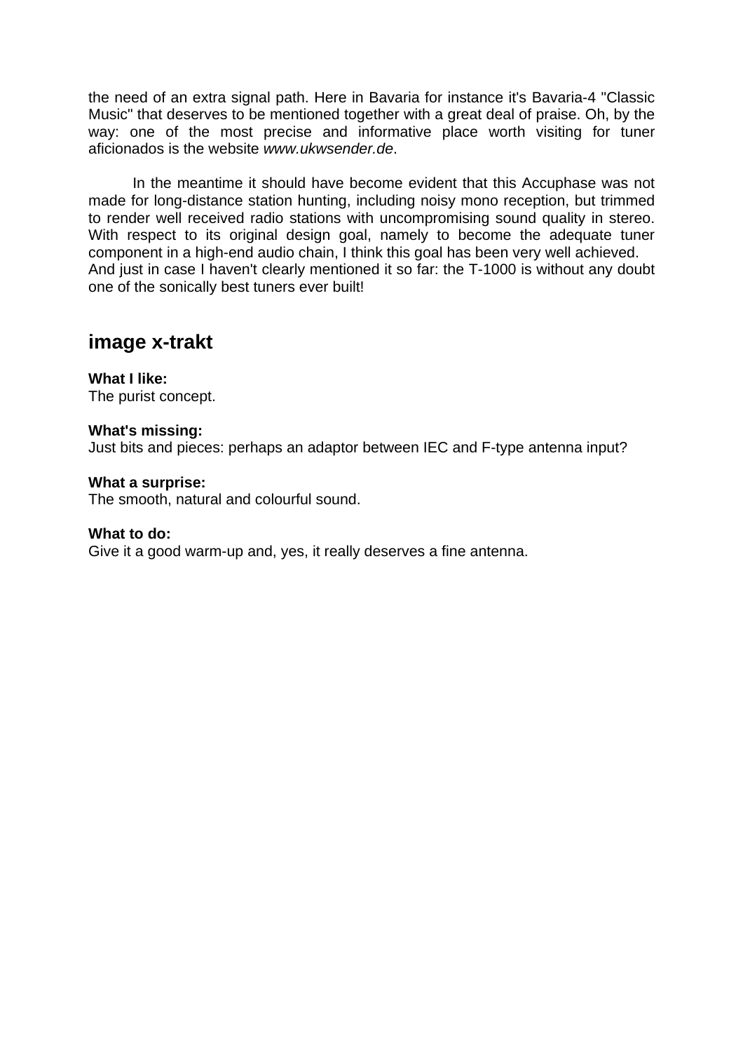the need of an extra signal path. Here in Bavaria for instance it's Bavaria-4 "Classic Music" that deserves to be mentioned together with a great deal of praise. Oh, by the way: one of the most precise and informative place worth visiting for tuner aficionados is the website *www.ukwsender.de*.

In the meantime it should have become evident that this Accuphase was not made for long-distance station hunting, including noisy mono reception, but trimmed to render well received radio stations with uncompromising sound quality in stereo. With respect to its original design goal, namely to become the adequate tuner component in a high-end audio chain, I think this goal has been very well achieved.
And just in case I haven't clearly mentioned it so far: the T-1000 is without any doubt one of the sonically best tuners ever built!

## image x-trakt

**What I like:**
The purist concept.

**What's missing:**
Just bits and pieces: perhaps an adaptor between IEC and F-type antenna input?

**What a surprise:**
The smooth, natural and colourful sound.

**What to do:**
Give it a good warm-up and, yes, it really deserves a fine antenna.